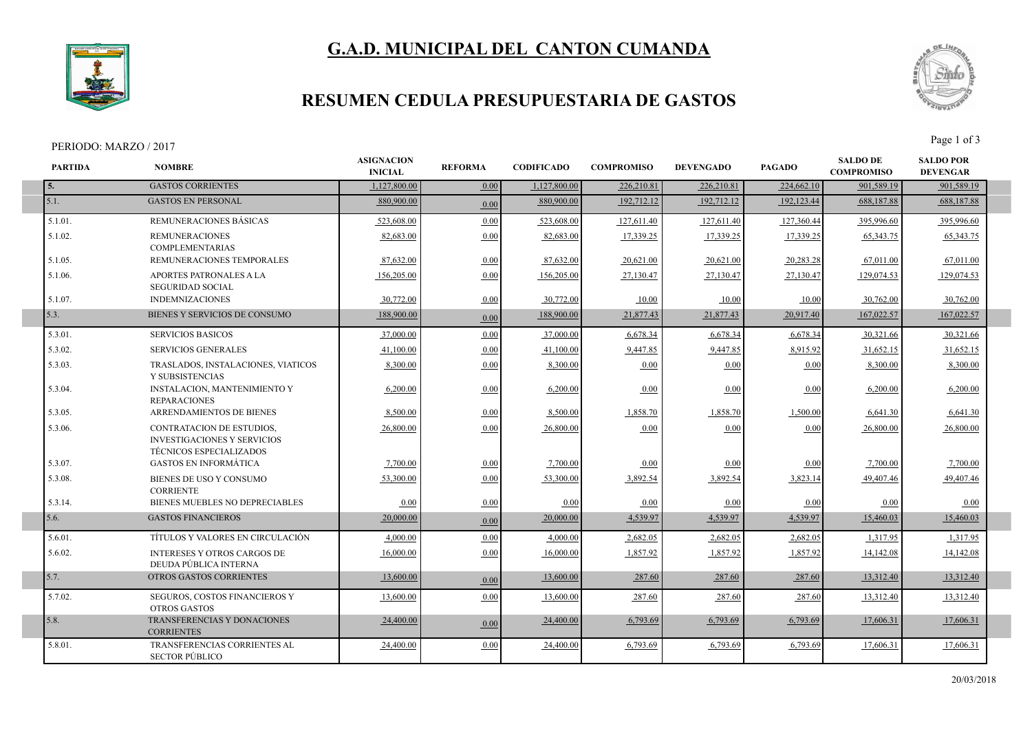# G.A.D. MUNICIPAL DEL CANTON CUMANDA

## RESUMEN CEDULA PRESUPUESTARIA DE GASTOS

PERIODO: MARZO / 2017

| PARTIDA | NOMBRE | ASIGNACION INICIAL | REFORMA | CODIFICADO | COMPROMISO | DEVENGADO | PAGADO | SALDO DE COMPROMISO | SALDO POR DEVENGAR |
|---|---|---|---|---|---|---|---|---|---|
| 5. | GASTOS CORRIENTES | 1,127,800.00 | 0.00 | 1,127,800.00 | 226,210.81 | 226,210.81 | 224,662.10 | 901,589.19 | 901,589.19 |
| 5.1. | GASTOS EN PERSONAL | 880,900.00 | 0.00 | 880,900.00 | 192,712.12 | 192,712.12 | 192,123.44 | 688,187.88 | 688,187.88 |
| 5.1.01. | REMUNERACIONES BÁSICAS | 523,608.00 | 0.00 | 523,608.00 | 127,611.40 | 127,611.40 | 127,360.44 | 395,996.60 | 395,996.60 |
| 5.1.02. | REMUNERACIONES COMPLEMENTARIAS | 82,683.00 | 0.00 | 82,683.00 | 17,339.25 | 17,339.25 | 17,339.25 | 65,343.75 | 65,343.75 |
| 5.1.05. | REMUNERACIONES TEMPORALES | 87,632.00 | 0.00 | 87,632.00 | 20,621.00 | 20,621.00 | 20,283.28 | 67,011.00 | 67,011.00 |
| 5.1.06. | APORTES PATRONALES A LA SEGURIDAD SOCIAL | 156,205.00 | 0.00 | 156,205.00 | 27,130.47 | 27,130.47 | 27,130.47 | 129,074.53 | 129,074.53 |
| 5.1.07. | INDEMNIZACIONES | 30,772.00 | 0.00 | 30,772.00 | 10.00 | 10.00 | 10.00 | 30,762.00 | 30,762.00 |
| 5.3. | BIENES Y SERVICIOS DE CONSUMO | 188,900.00 | 0.00 | 188,900.00 | 21,877.43 | 21,877.43 | 20,917.40 | 167,022.57 | 167,022.57 |
| 5.3.01. | SERVICIOS BASICOS | 37,000.00 | 0.00 | 37,000.00 | 6,678.34 | 6,678.34 | 6,678.34 | 30,321.66 | 30,321.66 |
| 5.3.02. | SERVICIOS GENERALES | 41,100.00 | 0.00 | 41,100.00 | 9,447.85 | 9,447.85 | 8,915.92 | 31,652.15 | 31,652.15 |
| 5.3.03. | TRASLADOS, INSTALACIONES, VIATICOS Y SUBSISTENCIAS | 8,300.00 | 0.00 | 8,300.00 | 0.00 | 0.00 | 0.00 | 8,300.00 | 8,300.00 |
| 5.3.04. | INSTALACION, MANTENIMIENTO Y REPARACIONES | 6,200.00 | 0.00 | 6,200.00 | 0.00 | 0.00 | 0.00 | 6,200.00 | 6,200.00 |
| 5.3.05. | ARRENDAMIENTOS DE BIENES | 8,500.00 | 0.00 | 8,500.00 | 1,858.70 | 1,858.70 | 1,500.00 | 6,641.30 | 6,641.30 |
| 5.3.06. | CONTRATACION DE ESTUDIOS, INVESTIGACIONES Y SERVICIOS TÉCNICOS ESPECIALIZADOS | 26,800.00 | 0.00 | 26,800.00 | 0.00 | 0.00 | 0.00 | 26,800.00 | 26,800.00 |
| 5.3.07. | GASTOS EN INFORMÁTICA | 7,700.00 | 0.00 | 7,700.00 | 0.00 | 0.00 | 0.00 | 7,700.00 | 7,700.00 |
| 5.3.08. | BIENES DE USO Y CONSUMO CORRIENTE | 53,300.00 | 0.00 | 53,300.00 | 3,892.54 | 3,892.54 | 3,823.14 | 49,407.46 | 49,407.46 |
| 5.3.14. | BIENES MUEBLES NO DEPRECIABLES | 0.00 | 0.00 | 0.00 | 0.00 | 0.00 | 0.00 | 0.00 | 0.00 |
| 5.6. | GASTOS FINANCIEROS | 20,000.00 | 0.00 | 20,000.00 | 4,539.97 | 4,539.97 | 4,539.97 | 15,460.03 | 15,460.03 |
| 5.6.01. | TÍTULOS Y VALORES EN CIRCULACIÓN | 4,000.00 | 0.00 | 4,000.00 | 2,682.05 | 2,682.05 | 2,682.05 | 1,317.95 | 1,317.95 |
| 5.6.02. | INTERESES Y OTROS CARGOS DE DEUDA PÚBLICA INTERNA | 16,000.00 | 0.00 | 16,000.00 | 1,857.92 | 1,857.92 | 1,857.92 | 14,142.08 | 14,142.08 |
| 5.7. | OTROS GASTOS CORRIENTES | 13,600.00 | 0.00 | 13,600.00 | 287.60 | 287.60 | 287.60 | 13,312.40 | 13,312.40 |
| 5.7.02. | SEGUROS, COSTOS FINANCIEROS Y OTROS GASTOS | 13,600.00 | 0.00 | 13,600.00 | 287.60 | 287.60 | 287.60 | 13,312.40 | 13,312.40 |
| 5.8. | TRANSFERENCIAS Y DONACIONES CORRIENTES | 24,400.00 | 0.00 | 24,400.00 | 6,793.69 | 6,793.69 | 6,793.69 | 17,606.31 | 17,606.31 |
| 5.8.01. | TRANSFERENCIAS CORRIENTES AL SECTOR PÚBLICO | 24,400.00 | 0.00 | 24,400.00 | 6,793.69 | 6,793.69 | 6,793.69 | 17,606.31 | 17,606.31 |

20/03/2018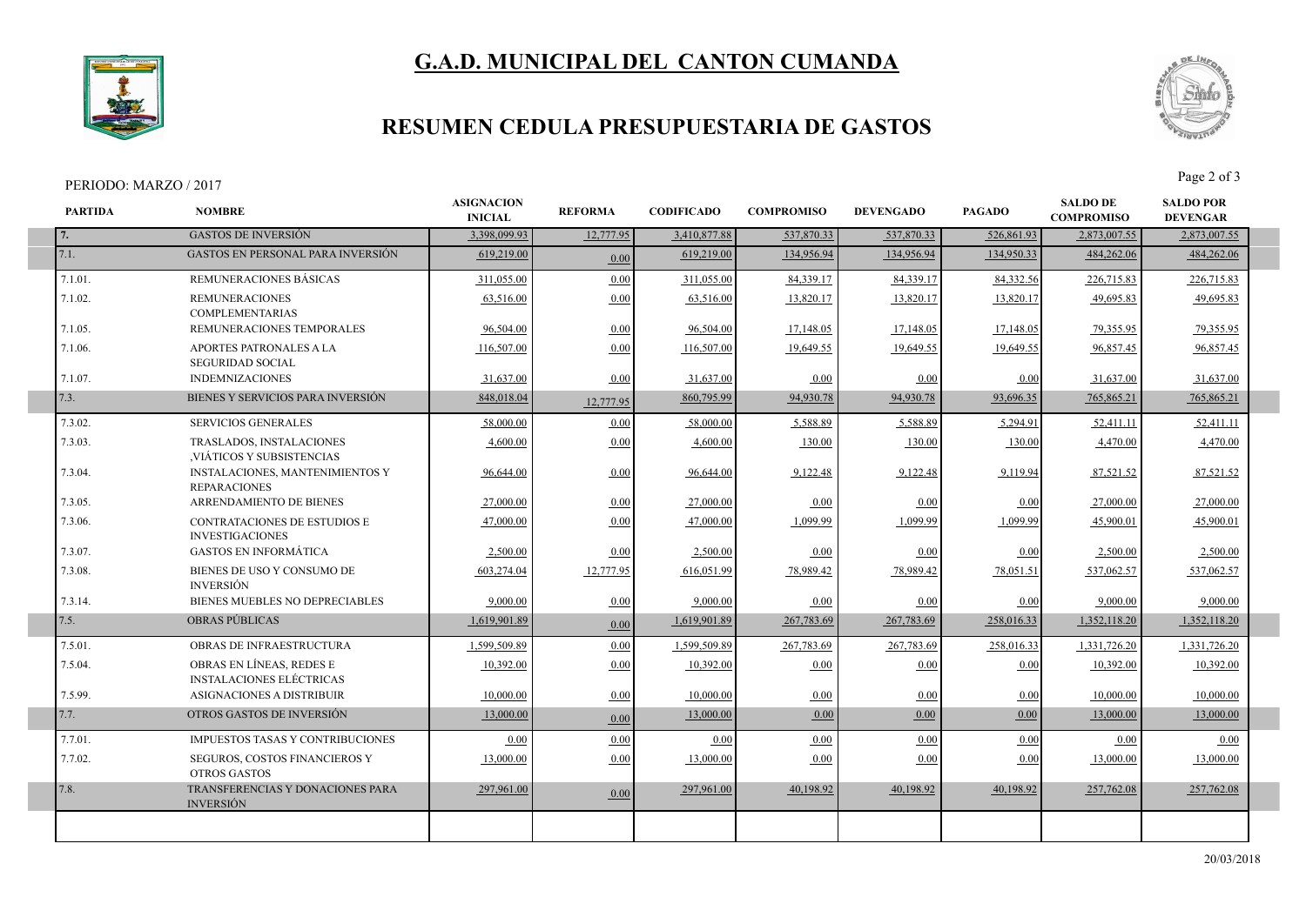# G.A.D. MUNICIPAL DEL CANTON CUMANDA

## RESUMEN CEDULA PRESUPUESTARIA DE GASTOS

PERIODO: MARZO / 2017

| PARTIDA | NOMBRE | ASIGNACION INICIAL | REFORMA | CODIFICADO | COMPROMISO | DEVENGADO | PAGADO | SALDO DE COMPROMISO | SALDO POR DEVENGAR |
|---|---|---|---|---|---|---|---|---|---|
| 7. | GASTOS DE INVERSIÓN | 3,398,099.93 | 12,777.95 | 3,410,877.88 | 537,870.33 | 537,870.33 | 526,861.93 | 2,873,007.55 | 2,873,007.55 |
| 7.1. | GASTOS EN PERSONAL PARA INVERSIÓN | 619,219.00 | 0.00 | 619,219.00 | 134,956.94 | 134,956.94 | 134,950.33 | 484,262.06 | 484,262.06 |
| 7.1.01. | REMUNERACIONES BÁSICAS | 311,055.00 | 0.00 | 311,055.00 | 84,339.17 | 84,339.17 | 84,332.56 | 226,715.83 | 226,715.83 |
| 7.1.02. | REMUNERACIONES COMPLEMENTARIAS | 63,516.00 | 0.00 | 63,516.00 | 13,820.17 | 13,820.17 | 13,820.17 | 49,695.83 | 49,695.83 |
| 7.1.05. | REMUNERACIONES TEMPORALES | 96,504.00 | 0.00 | 96,504.00 | 17,148.05 | 17,148.05 | 17,148.05 | 79,355.95 | 79,355.95 |
| 7.1.06. | APORTES PATRONALES A LA SEGURIDAD SOCIAL | 116,507.00 | 0.00 | 116,507.00 | 19,649.55 | 19,649.55 | 19,649.55 | 96,857.45 | 96,857.45 |
| 7.1.07. | INDEMNIZACIONES | 31,637.00 | 0.00 | 31,637.00 | 0.00 | 0.00 | 0.00 | 31,637.00 | 31,637.00 |
| 7.3. | BIENES Y SERVICIOS PARA INVERSIÓN | 848,018.04 | 12,777.95 | 860,795.99 | 94,930.78 | 94,930.78 | 93,696.35 | 765,865.21 | 765,865.21 |
| 7.3.02. | SERVICIOS GENERALES | 58,000.00 | 0.00 | 58,000.00 | 5,588.89 | 5,588.89 | 5,294.91 | 52,411.11 | 52,411.11 |
| 7.3.03. | TRASLADOS, INSTALACIONES ,VIÁTICOS Y SUBSISTENCIAS | 4,600.00 | 0.00 | 4,600.00 | 130.00 | 130.00 | 130.00 | 4,470.00 | 4,470.00 |
| 7.3.04. | INSTALACIONES, MANTENIMIENTOS Y REPARACIONES | 96,644.00 | 0.00 | 96,644.00 | 9,122.48 | 9,122.48 | 9,119.94 | 87,521.52 | 87,521.52 |
| 7.3.05. | ARRENDAMIENTO DE BIENES | 27,000.00 | 0.00 | 27,000.00 | 0.00 | 0.00 | 0.00 | 27,000.00 | 27,000.00 |
| 7.3.06. | CONTRATACIONES DE ESTUDIOS E INVESTIGACIONES | 47,000.00 | 0.00 | 47,000.00 | 1,099.99 | 1,099.99 | 1,099.99 | 45,900.01 | 45,900.01 |
| 7.3.07. | GASTOS EN INFORMÁTICA | 2,500.00 | 0.00 | 2,500.00 | 0.00 | 0.00 | 0.00 | 2,500.00 | 2,500.00 |
| 7.3.08. | BIENES DE USO Y CONSUMO DE INVERSIÓN | 603,274.04 | 12,777.95 | 616,051.99 | 78,989.42 | 78,989.42 | 78,051.51 | 537,062.57 | 537,062.57 |
| 7.3.14. | BIENES MUEBLES NO DEPRECIABLES | 9,000.00 | 0.00 | 9,000.00 | 0.00 | 0.00 | 0.00 | 9,000.00 | 9,000.00 |
| 7.5. | OBRAS PÚBLICAS | 1,619,901.89 | 0.00 | 1,619,901.89 | 267,783.69 | 267,783.69 | 258,016.33 | 1,352,118.20 | 1,352,118.20 |
| 7.5.01. | OBRAS DE INFRAESTRUCTURA | 1,599,509.89 | 0.00 | 1,599,509.89 | 267,783.69 | 267,783.69 | 258,016.33 | 1,331,726.20 | 1,331,726.20 |
| 7.5.04. | OBRAS EN LÍNEAS, REDES E INSTALACIONES ELÉCTRICAS | 10,392.00 | 0.00 | 10,392.00 | 0.00 | 0.00 | 0.00 | 10,392.00 | 10,392.00 |
| 7.5.99. | ASIGNACIONES A DISTRIBUIR | 10,000.00 | 0.00 | 10,000.00 | 0.00 | 0.00 | 0.00 | 10,000.00 | 10,000.00 |
| 7.7. | OTROS GASTOS DE INVERSIÓN | 13,000.00 | 0.00 | 13,000.00 | 0.00 | 0.00 | 0.00 | 13,000.00 | 13,000.00 |
| 7.7.01. | IMPUESTOS TASAS Y CONTRIBUCIONES | 0.00 | 0.00 | 0.00 | 0.00 | 0.00 | 0.00 | 0.00 | 0.00 |
| 7.7.02. | SEGUROS, COSTOS FINANCIEROS Y OTROS GASTOS | 13,000.00 | 0.00 | 13,000.00 | 0.00 | 0.00 | 0.00 | 13,000.00 | 13,000.00 |
| 7.8. | TRANSFERENCIAS Y DONACIONES PARA INVERSIÓN | 297,961.00 | 0.00 | 297,961.00 | 40,198.92 | 40,198.92 | 40,198.92 | 257,762.08 | 257,762.08 |

20/03/2018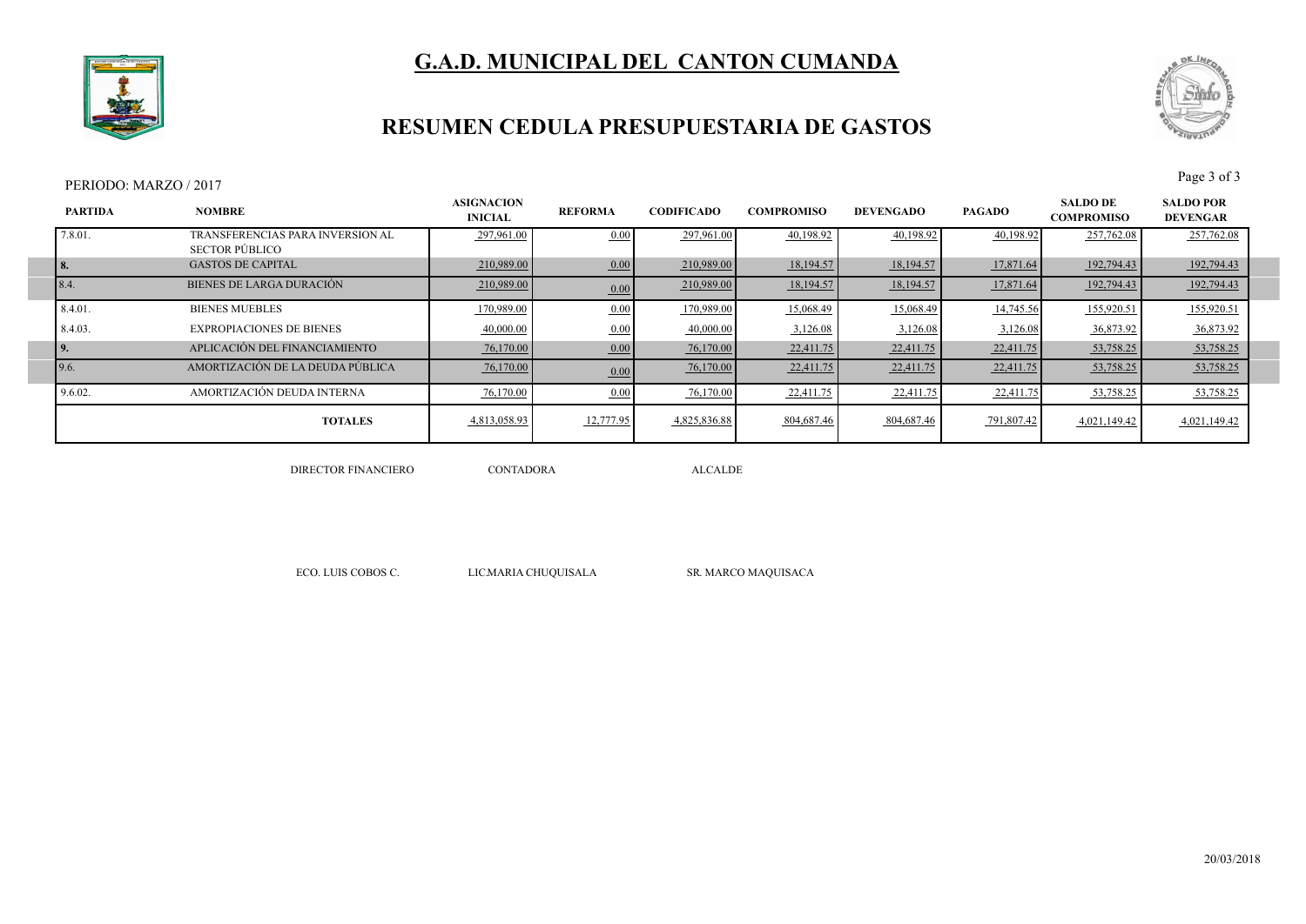# G.A.D. MUNICIPAL DEL CANTON CUMANDA

## RESUMEN CEDULA PRESUPUESTARIA DE GASTOS

PERIODO: MARZO / 2017

| PARTIDA | NOMBRE | ASIGNACION INICIAL | REFORMA | CODIFICADO | COMPROMISO | DEVENGADO | PAGADO | SALDO DE COMPROMISO | SALDO POR DEVENGAR |
|---|---|---|---|---|---|---|---|---|---|
| 7.8.01. | TRANSFERENCIAS PARA INVERSION AL SECTOR PÚBLICO | 297,961.00 | 0.00 | 297,961.00 | 40,198.92 | 40,198.92 | 40,198.92 | 257,762.08 | 257,762.08 |
| 8. | GASTOS DE CAPITAL | 210,989.00 | 0.00 | 210,989.00 | 18,194.57 | 18,194.57 | 17,871.64 | 192,794.43 | 192,794.43 |
| 8.4. | BIENES DE LARGA DURACIÓN | 210,989.00 | 0.00 | 210,989.00 | 18,194.57 | 18,194.57 | 17,871.64 | 192,794.43 | 192,794.43 |
| 8.4.01. | BIENES MUEBLES | 170,989.00 | 0.00 | 170,989.00 | 15,068.49 | 15,068.49 | 14,745.56 | 155,920.51 | 155,920.51 |
| 8.4.03. | EXPROPIACIONES DE BIENES | 40,000.00 | 0.00 | 40,000.00 | 3,126.08 | 3,126.08 | 3,126.08 | 36,873.92 | 36,873.92 |
| 9. | APLICACIÓN DEL FINANCIAMIENTO | 76,170.00 | 0.00 | 76,170.00 | 22,411.75 | 22,411.75 | 22,411.75 | 53,758.25 | 53,758.25 |
| 9.6. | AMORTIZACIÓN DE LA DEUDA PÚBLICA | 76,170.00 | 0.00 | 76,170.00 | 22,411.75 | 22,411.75 | 22,411.75 | 53,758.25 | 53,758.25 |
| 9.6.02. | AMORTIZACIÓN DEUDA INTERNA | 76,170.00 | 0.00 | 76,170.00 | 22,411.75 | 22,411.75 | 22,411.75 | 53,758.25 | 53,758.25 |
| | **TOTALES** | 4,813,058.93 | 12,777.95 | 4,825,836.88 | 804,687.46 | 804,687.46 | 791,807.42 | 4,021,149.42 | 4,021,149.42 |

| DIRECTOR FINANCIERO | CONTADORA | ALCALDE |
|---|---|---|
| ECO. LUIS COBOS C. | LIC.MARIA CHUQUISALA | SR. MARCO MAQUISACA |

20/03/2018